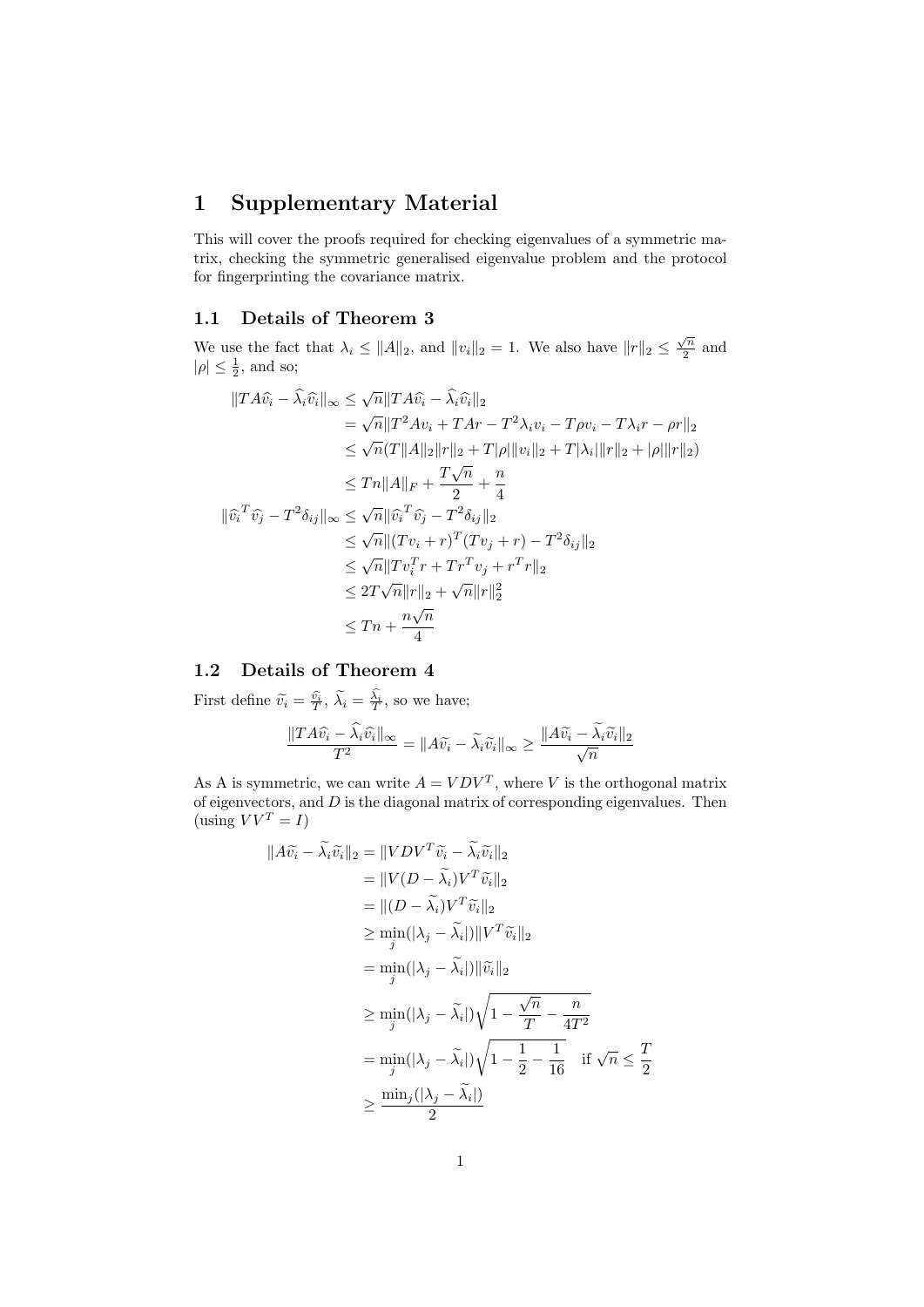# 1 Supplementary Material

This will cover the proofs required for checking eigenvalues of a symmetric matrix, checking the symmetric generalised eigenvalue problem and the protocol for fingerprinting the covariance matrix.

## 1.1 Details of Theorem 3

We use the fact that $\lambda_i \leq \|A\|_2$, and $\|v_i\|_2 = 1$. We also have $\|r\|_2 \leq \frac{\sqrt{n}}{2}$ and $|\rho| \leq \frac{1}{2}$, and so;

$$
\begin{aligned}
\|TA\widehat{v_i} - \widehat{\lambda}_i\widehat{v_i}\|_\infty &\leq \sqrt{n}\|TA\widehat{v_i} - \widehat{\lambda}_i\widehat{v_i}\|_2 \\
&= \sqrt{n}\|T^2Av_i + TAr - T^2\lambda_i v_i - T\rho v_i - T\lambda_i r - \rho r\|_2 \\
&\leq \sqrt{n}(T\|A\|_2\|r\|_2 + T|\rho|\|v_i\|_2 + T|\lambda_i|\|r\|_2 + |\rho|\|r\|_2) \\
&\leq Tn\|A\|_F + \frac{T\sqrt{n}}{2} + \frac{n}{4} \\
\|\widehat{v_i}^T\widehat{v_j} - T^2\delta_{ij}\|_\infty &\leq \sqrt{n}\|\widehat{v_i}^T\widehat{v_j} - T^2\delta_{ij}\|_2 \\
&\leq \sqrt{n}\|(Tv_i + r)^T(Tv_j + r) - T^2\delta_{ij}\|_2 \\
&\leq \sqrt{n}\|Tv_i^Tr + Tr^Tv_j + r^Tr\|_2 \\
&\leq 2T\sqrt{n}\|r\|_2 + \sqrt{n}\|r\|_2^2 \\
&\leq Tn + \frac{n\sqrt{n}}{4}
\end{aligned}
$$

## 1.2 Details of Theorem 4

First define $\widetilde{v}_i = \frac{\widehat{v}_i}{T}$, $\widetilde{\lambda}_i = \frac{\widehat{\lambda}_i}{T}$, so we have;

$$
\frac{\|TA\widehat{v_i} - \widehat{\lambda}_i\widehat{v_i}\|_\infty}{T^2} = \|A\widetilde{v}_i - \widetilde{\lambda}_i\widetilde{v}_i\|_\infty \geq \frac{\|A\widetilde{v}_i - \widetilde{\lambda}_i\widetilde{v}_i\|_2}{\sqrt{n}}
$$

As A is symmetric, we can write $A = VDV^T$, where $V$ is the orthogonal matrix of eigenvectors, and $D$ is the diagonal matrix of corresponding eigenvalues. Then (using $VV^T = I$)

$$
\begin{aligned}
\|A\widetilde{v}_i - \widetilde{\lambda}_i\widetilde{v}_i\|_2 &= \|VDV^T\widetilde{v}_i - \widetilde{\lambda}_i\widetilde{v}_i\|_2 \\
&= \|V(D - \widetilde{\lambda}_i)V^T\widetilde{v}_i\|_2 \\
&= \|(D - \widetilde{\lambda}_i)V^T\widetilde{v}_i\|_2 \\
&\geq \min_j(|\lambda_j - \widetilde{\lambda}_i|)\|V^T\widetilde{v}_i\|_2 \\
&= \min_j(|\lambda_j - \widetilde{\lambda}_i|)\|\widetilde{v}_i\|_2 \\
&\geq \min_j(|\lambda_j - \widetilde{\lambda}_i|)\sqrt{1 - \frac{\sqrt{n}}{T} - \frac{n}{4T^2}} \\
&= \min_j(|\lambda_j - \widetilde{\lambda}_i|)\sqrt{1 - \frac{1}{2} - \frac{1}{16}} \quad \text{if } \sqrt{n} \leq \frac{T}{2} \\
&\geq \frac{\min_j(|\lambda_j - \widetilde{\lambda}_i|)}{2}
\end{aligned}
$$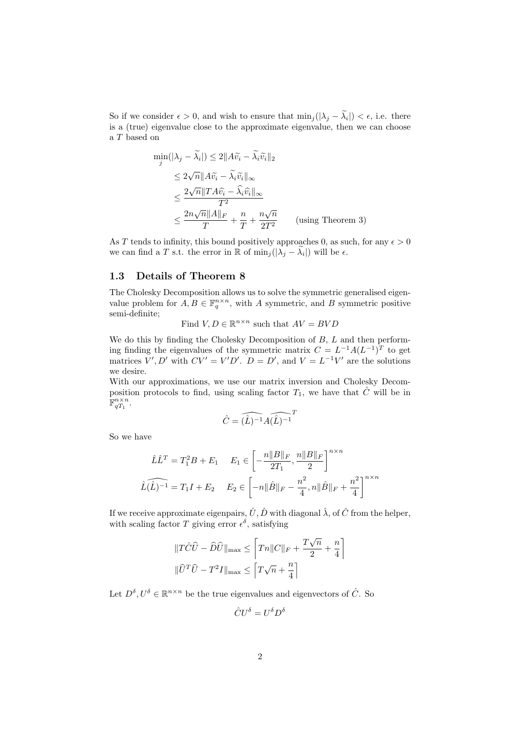So if we consider $\epsilon > 0$, and wish to ensure that $\min_j(|\lambda_j - \widetilde{\lambda}_i|) < \epsilon$, i.e. there is a (true) eigenvalue close to the approximate eigenvalue, then we can choose a $T$ based on

$$
\begin{aligned}
\min_j(|\lambda_j - \widetilde{\lambda}_i|) &\leq 2\|A\widetilde{v}_i - \widetilde{\lambda}_i\widetilde{v}_i\|_2 \\
&\leq 2\sqrt{n}\|A\widetilde{v}_i - \widetilde{\lambda}_i\widetilde{v}_i\|_\infty \\
&\leq \frac{2\sqrt{n}\|TA\widehat{v}_i - \widehat{\lambda}_i\widehat{v}_i\|_\infty}{T^2} \\
&\leq \frac{2n\sqrt{n}\|A\|_F}{T} + \frac{n}{T} + \frac{n\sqrt{n}}{2T^2} \qquad \text{(using Theorem 3)}
\end{aligned}
$$

As $T$ tends to infinity, this bound positively approaches 0, as such, for any $\epsilon > 0$ we can find a $T$ s.t. the error in $\mathbb{R}$ of $\min_j(|\lambda_j - \widetilde{\lambda}_i|)$ will be $\epsilon$.

### 1.3 Details of Theorem 8

The Cholesky Decomposition allows us to solve the symmetric generalised eigenvalue problem for $A, B \in \mathbb{F}_q^{n\times n}$, with $A$ symmetric, and $B$ symmetric positive semi-definite;

$$\text{Find } V, D \in \mathbb{R}^{n\times n} \text{ such that } AV = BVD$$

We do this by finding the Cholesky Decomposition of $B$, $L$ and then performing finding the eigenvalues of the symmetric matrix $C = L^{-1}A(L^{-1})^T$ to get matrices $V', D'$ with $CV' = V'D'$. $D = D'$, and $V = L^{-1}V'$ are the solutions we desire.

With our approximations, we use our matrix inversion and Cholesky Decomposition protocols to find, using scaling factor $T_1$, we have that $\hat{C}$ will be in $\mathbb{F}_{qT_1}^{n\times n}$.

$$\hat{C} = \widehat{(\hat{L})^{-1}} A \widehat{(\hat{L})^{-1}}^T$$

So we have

$$
\begin{aligned}
\hat{L}\hat{L}^T &= T_1^2 B + E_1 \quad\quad E_1 \in \left[-\frac{n\|B\|_F}{2T_1}, \frac{n\|B\|_F}{2}\right]^{n\times n} \\
\hat{L}\widehat{(\hat{L})^{-1}} &= T_1 I + E_2 \quad\quad E_2 \in \left[-n\|\hat{B}\|_F - \frac{n^2}{4}, n\|\hat{B}\|_F + \frac{n^2}{4}\right]^{n\times n}
\end{aligned}
$$

If we receive approximate eigenpairs, $\hat{U}, \hat{D}$ with diagonal $\hat{\lambda}$, of $\hat{C}$ from the helper, with scaling factor $T$ giving error $\epsilon^\delta$, satisfying

$$
\begin{aligned}
\|T\hat{C}\widehat{U} - \widehat{D}\widehat{U}\|_{\max} &\leq \left\lceil Tn\|C\|_F + \frac{T\sqrt{n}}{2} + \frac{n}{4} \right\rceil \\
\|\widehat{U}^T\widehat{U} - T^2 I\|_{\max} &\leq \left\lceil T\sqrt{n} + \frac{n}{4} \right\rceil
\end{aligned}
$$

Let $D^\delta, U^\delta \in \mathbb{R}^{n\times n}$ be the true eigenvalues and eigenvectors of $\hat{C}$. So

$$\hat{C}U^\delta = U^\delta D^\delta$$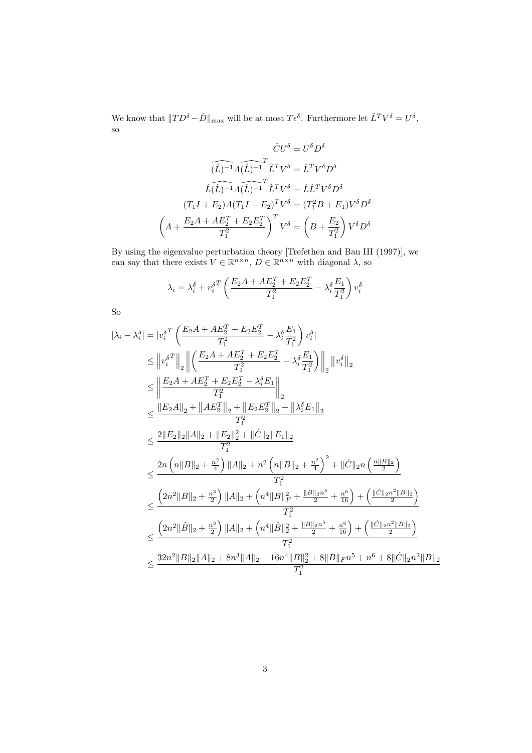We know that $\|TD^\delta - \hat{D}\|_{\max}$ will be at most $T\epsilon^\delta$. Furthermore let $\hat{L}^T V^\delta = U^\delta$, so

$$
\begin{aligned}
\hat{C}U^\delta &= U^\delta D^\delta \\
\widehat{(\hat{L})^{-1}} A \widehat{(\hat{L})^{-1}}^T \hat{L}^T V^\delta &= \hat{L}^T V^\delta D^\delta \\
\hat{L}\widehat{(\hat{L})^{-1}} A \widehat{(\hat{L})^{-1}}^T \hat{L}^T V^\delta &= \hat{L}\hat{L}^T V^\delta D^\delta \\
(T_1 I + E_2) A (T_1 I + E_2)^T V^\delta &= (T_1^2 B + E_1) V^\delta D^\delta \\
\left(A + \frac{E_2 A + A E_2^T + E_2 E_2^T}{T_1^2}\right)^T V^\delta &= \left(B + \frac{E_2}{T_1^2}\right) V^\delta D^\delta
\end{aligned}
$$

By using the eigenvalue perturbation theory [Trefethen and Bau III (1997)], we can say that there exists $V \in \mathbb{R}^{n\times n}$, $D \in \mathbb{R}^{n\times n}$ with diagonal $\lambda$, so

$$
\lambda_i = \lambda_i^\delta + {v_i^\delta}^T \left(\frac{E_2 A + A E_2^T + E_2 E_2^T}{T_1^2} - \lambda_i^\delta \frac{E_1}{T_1^2}\right) v_i^\delta
$$

So

$$
\begin{aligned}
|\lambda_i - \lambda_i^\delta| &= |{v_i^\delta}^T \left(\frac{E_2 A + A E_2^T + E_2 E_2^T}{T_1^2} - \lambda_i^\delta \frac{E_1}{T_1^2}\right) v_i^\delta| \\
&\leq \left\|{v_i^\delta}^T\right\|_2 \left\|\left(\frac{E_2 A + A E_2^T + E_2 E_2^T}{T_1^2} - \lambda_i^\delta \frac{E_1}{T_1^2}\right)\right\|_2 \left\|v_i^\delta\right\|_2 \\
&\leq \left\|\frac{E_2 A + A E_2^T + E_2 E_2^T - \lambda_i^\delta E_1}{T_1^2}\right\|_2 \\
&\leq \frac{\|E_2 A\|_2 + \left\|A E_2^T\right\|_2 + \left\|E_2 E_2^T\right\|_2 + \left\|\lambda_i^\delta E_1\right\|_2}{T_1^2} \\
&\leq \frac{2\|E_2\|_2 \|A\|_2 + \|E_2\|_2^2 + \|\hat{C}\|_2 \|E_1\|_2}{T_1^2} \\
&\leq \frac{2n\left(n\|B\|_2 + \frac{n^2}{4}\right)\|A\|_2 + n^2\left(n\|B\|_2 + \frac{n^2}{4}\right)^2 + \|\hat{C}\|_2 n\left(\frac{n\|B\|_2}{2}\right)}{T_1^2} \\
&\leq \frac{\left(2n^2\|B\|_2 + \frac{n^3}{2}\right)\|A\|_2 + \left(n^4\|B\|_F^2 + \frac{\|B\|_2 n^5}{2} + \frac{n^6}{16}\right) + \left(\frac{\|\hat{C}\|_2 n^2 \|B\|_2}{2}\right)}{T_1^2} \\
&\leq \frac{\left(2n^2\|\hat{B}\|_2 + \frac{n^3}{2}\right)\|A\|_2 + \left(n^4\|\hat{B}\|_2^2 + \frac{\|B\|_2 n^5}{2} + \frac{n^6}{16}\right) + \left(\frac{\|\hat{C}\|_2 n^2 \|B\|_2}{2}\right)}{T_1^2} \\
&\leq \frac{32n^2\|B\|_2\|A\|_2 + 8n^3\|A\|_2 + 16n^4\|B\|_2^2 + 8\|B\|_F n^5 + n^6 + 8\|\hat{C}\|_2 n^2 \|B\|_2}{T_1^2}
\end{aligned}
$$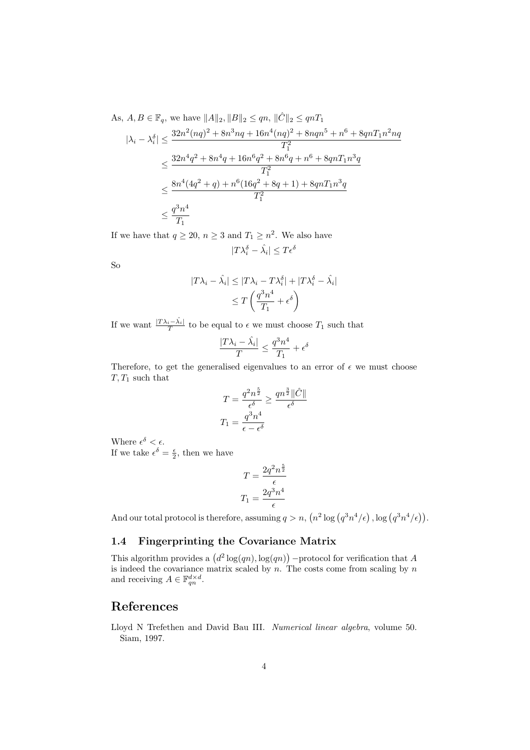As, $A, B \in \mathbb{F}_q$, we have $\|A\|_2, \|B\|_2 \leq qn$, $\|\hat{C}\|_2 \leq qnT_1$

$$
\begin{aligned}
|\lambda_i - \lambda_i^\delta| &\leq \frac{32n^2(nq)^2 + 8n^3nq + 16n^4(nq)^2 + 8nqn^5 + n^6 + 8qnT_1n^2nq}{T_1^2} \\
&\leq \frac{32n^4q^2 + 8n^4q + 16n^6q^2 + 8n^6q + n^6 + 8qnT_1n^3q}{T_1^2} \\
&\leq \frac{8n^4(4q^2 + q) + n^6(16q^2 + 8q + 1) + 8qnT_1n^3q}{T_1^2} \\
&\leq \frac{q^3n^4}{T_1}
\end{aligned}
$$

If we have that $q \geq 20$, $n \geq 3$ and $T_1 \geq n^2$. We also have

$$
|T\lambda_i^\delta - \hat{\lambda}_i| \leq T\epsilon^\delta
$$

So

$$
\begin{aligned}
|T\lambda_i - \hat{\lambda}_i| &\leq |T\lambda_i - T\lambda_i^\delta| + |T\lambda_i^\delta - \hat{\lambda}_i| \\
&\leq T\left(\frac{q^3n^4}{T_1} + \epsilon^\delta\right)
\end{aligned}
$$

If we want $\frac{|T\lambda_i - \hat{\lambda_i}|}{T}$ to be equal to $\epsilon$ we must choose $T_1$ such that

$$
\frac{|T\lambda_i - \hat{\lambda}_i|}{T} \leq \frac{q^3n^4}{T_1} + \epsilon^\delta
$$

Therefore, to get the generalised eigenvalues to an error of $\epsilon$ we must choose $T, T_1$ such that

$$
\begin{aligned}
T &= \frac{q^2n^{\frac{5}{2}}}{\epsilon^\delta} \geq \frac{qn^{\frac{3}{2}}\|\hat{C}\|}{\epsilon^\delta} \\
T_1 &= \frac{q^3n^4}{\epsilon - \epsilon^\delta}
\end{aligned}
$$

Where $\epsilon^\delta < \epsilon$.
If we take $\epsilon^\delta = \frac{\epsilon}{2}$, then we have

$$
\begin{aligned}
T &= \frac{2q^2n^{\frac{5}{2}}}{\epsilon} \\
T_1 &= \frac{2q^3n^4}{\epsilon}
\end{aligned}
$$

And our total protocol is therefore, assuming $q > n$, $\left(n^2 \log\left(q^3n^4/\epsilon\right), \log\left(q^3n^4/\epsilon\right)\right)$.

### 1.4 Fingerprinting the Covariance Matrix

This algorithm provides a $\left(d^2 \log(qn), \log(qn)\right)$ −protocol for verification that $A$ is indeed the covariance matrix scaled by $n$. The costs come from scaling by $n$ and receiving $A \in \mathbb{F}_{qn}^{d \times d}$.

## References

Lloyd N Trefethen and David Bau III. *Numerical linear algebra*, volume 50. Siam, 1997.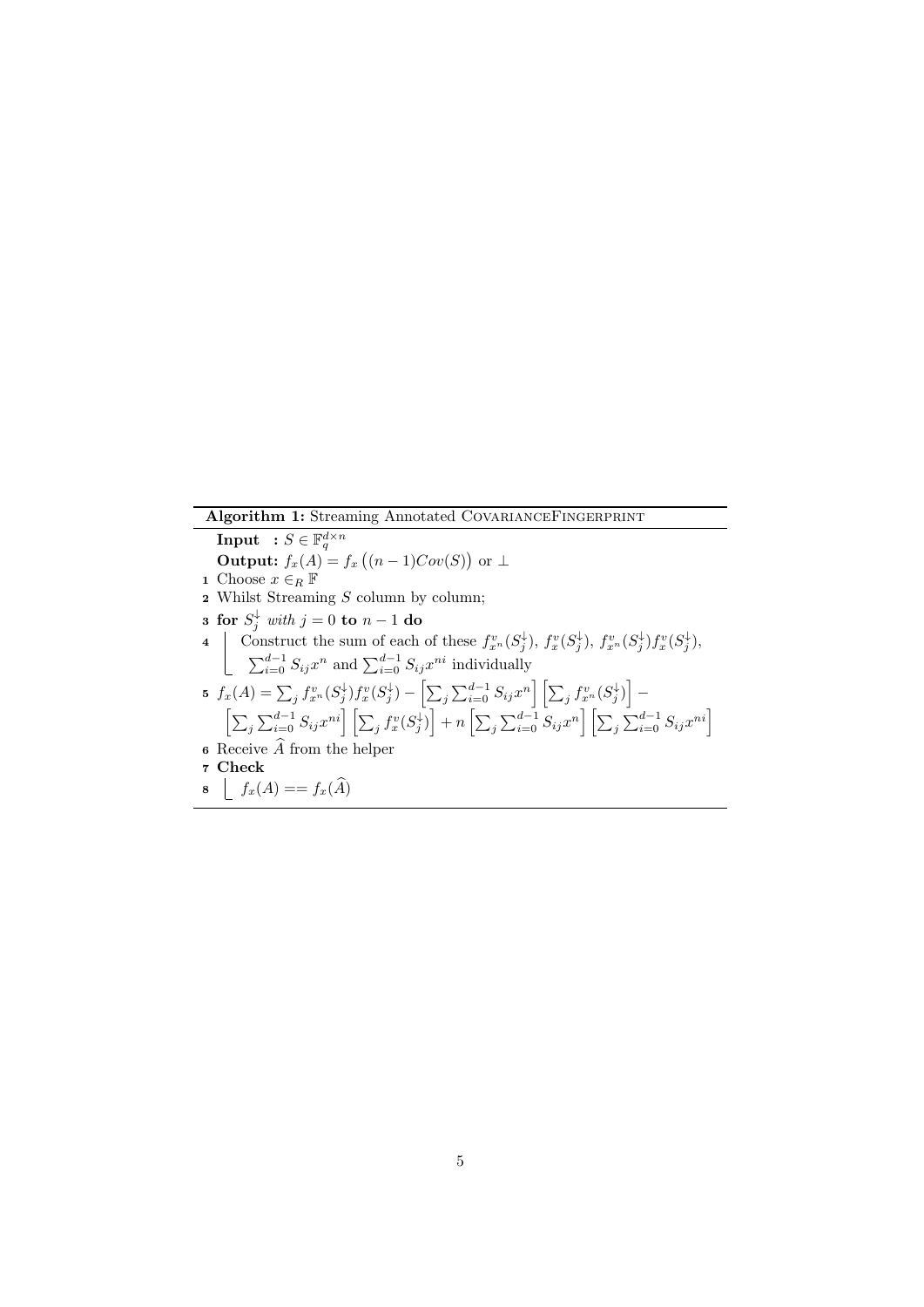**Algorithm 1:** Streaming Annotated CovarianceFingerprint

**Input :** $S \in \mathbb{F}_q^{d \times n}$

**Output:** $f_x(A) = f_x\big((n-1)Cov(S)\big)$ or $\perp$

1. Choose $x \in_R \mathbb{F}$
2. Whilst Streaming $S$ column by column;
3. **for** $S_j^{\downarrow}$ *with* $j = 0$ **to** $n-1$ **do**
4. Construct the sum of each of these $f_{x^n}^v(S_j^{\downarrow})$, $f_x^v(S_j^{\downarrow})$, $f_{x^n}^v(S_j^{\downarrow})f_x^v(S_j^{\downarrow})$, $\sum_{i=0}^{d-1} S_{ij}x^n$ and $\sum_{i=0}^{d-1} S_{ij}x^{ni}$ individually
5. $f_x(A) = \sum_j f_{x^n}^v(S_j^{\downarrow})f_x^v(S_j^{\downarrow}) - \left[\sum_j \sum_{i=0}^{d-1} S_{ij}x^n\right]\left[\sum_j f_{x^n}^v(S_j^{\downarrow})\right] - \left[\sum_j \sum_{i=0}^{d-1} S_{ij}x^{ni}\right]\left[\sum_j f_x^v(S_j^{\downarrow})\right] + n\left[\sum_j \sum_{i=0}^{d-1} S_{ij}x^n\right]\left[\sum_j \sum_{i=0}^{d-1} S_{ij}x^{ni}\right]$
6. Receive $\widehat{A}$ from the helper
7. **Check**
8. $f_x(A) == f_x(\widehat{A})$